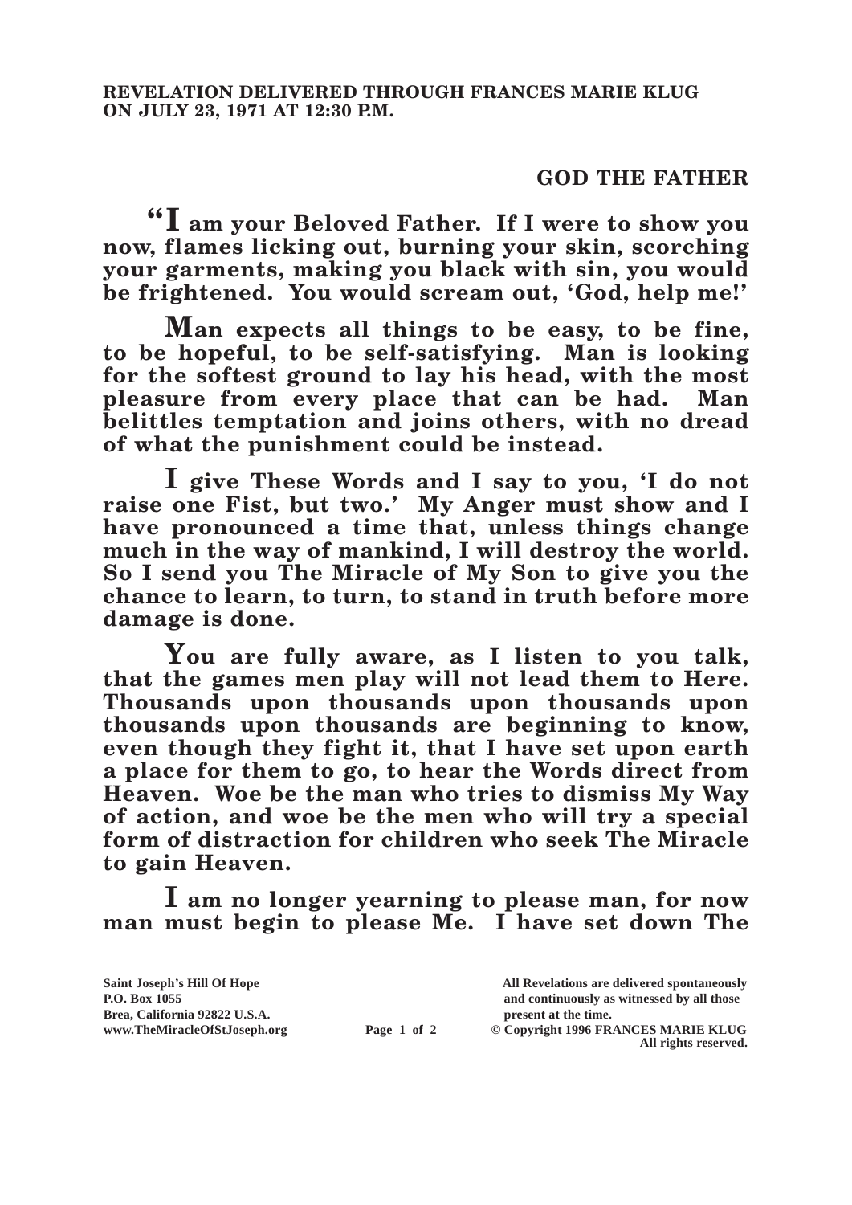**REVELATION DELIVERED THROUGH FRANCES MARIE KLUG ON JULY 23, 1971 AT 12:30 P.M.**

**GOD THE FATHER**

**"I am your Beloved Father. If I were to show you now, flames licking out, burning your skin, scorching your garments, making you black with sin, you would be frightened. You would scream out, 'God, help me!'**

**Man expects all things to be easy, to be fine, to be hopeful, to be self-satisfying. Man is looking for the softest ground to lay his head, with the most pleasure from every place that can be had. Man belittles temptation and joins others, with no dread of what the punishment could be instead.**

**I give These Words and I say to you, 'I do not raise one Fist, but two.' My Anger must show and I have pronounced a time that, unless things change much in the way of mankind, I will destroy the world. So I send you The Miracle of My Son to give you the chance to learn, to turn, to stand in truth before more damage is done.**

**You are fully aware, as I listen to you talk, that the games men play will not lead them to Here. Thousands upon thousands upon thousands upon thousands upon thousands are beginning to know, even though they fight it, that I have set upon earth a place for them to go, to hear the Words direct from Heaven. Woe be the man who tries to dismiss My Way of action, and woe be the men who will try a special form of distraction for children who seek The Miracle to gain Heaven.**

**I am no longer yearning to please man, for now man must begin to please Me. I have set down The**

**Saint Joseph's Hill Of Hope**
**P.O. Box 1055**
**Brea, California 92822 U.S.A.**
**www.TheMiracleOfStJoseph.org**

**All Revelations are delivered spontaneously and continuously as witnessed by all those present at the time.**
**© Copyright 1996 FRANCES MARIE KLUG**
**All rights reserved.**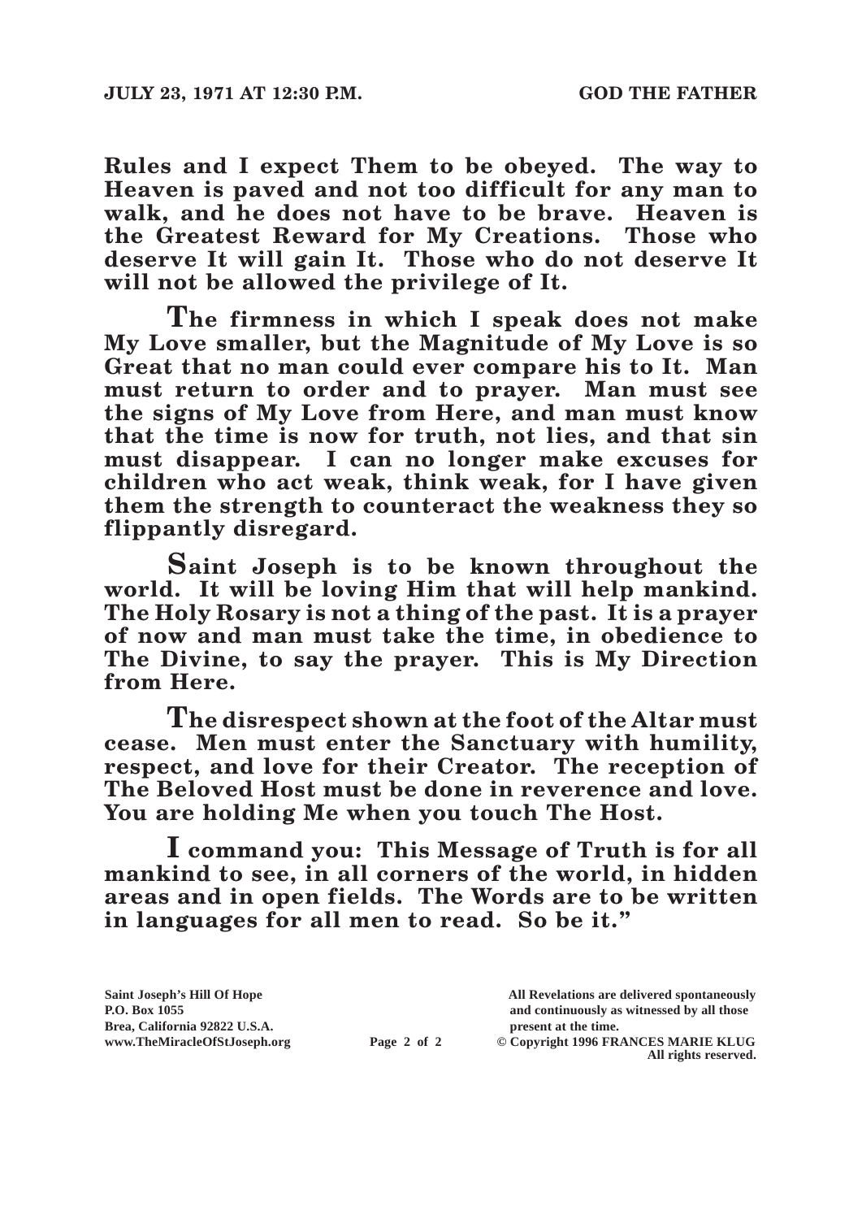**Rules and I expect Them to be obeyed. The way to Heaven is paved and not too difficult for any man to walk, and he does not have to be brave. Heaven is the Greatest Reward for My Creations. Those who deserve It will gain It. Those who do not deserve It will not be allowed the privilege of It.**

**The firmness in which I speak does not make My Love smaller, but the Magnitude of My Love is so Great that no man could ever compare his to It. Man must return to order and to prayer. Man must see the signs of My Love from Here, and man must know that the time is now for truth, not lies, and that sin must disappear. I can no longer make excuses for children who act weak, think weak, for I have given them the strength to counteract the weakness they so flippantly disregard.**

**Saint Joseph is to be known throughout the world. It will be loving Him that will help mankind. The Holy Rosary is not a thing of the past. It is a prayer of now and man must take the time, in obedience to The Divine, to say the prayer. This is My Direction from Here.**

**The disrespect shown at the foot of the Altar must cease. Men must enter the Sanctuary with humility, respect, and love for their Creator. The reception of The Beloved Host must be done in reverence and love. You are holding Me when you touch The Host.**

**I command you: This Message of Truth is for all mankind to see, in all corners of the world, in hidden areas and in open fields. The Words are to be written in languages for all men to read. So be it."**

**Saint Joseph's Hill Of Hope**
**P.O. Box 1055**
**Brea, California 92822 U.S.A.**
**www.TheMiracleOfStJoseph.org**

**All Revelations are delivered spontaneously and continuously as witnessed by all those present at the time.**
**© Copyright 1996 FRANCES MARIE KLUG**
**All rights reserved.**